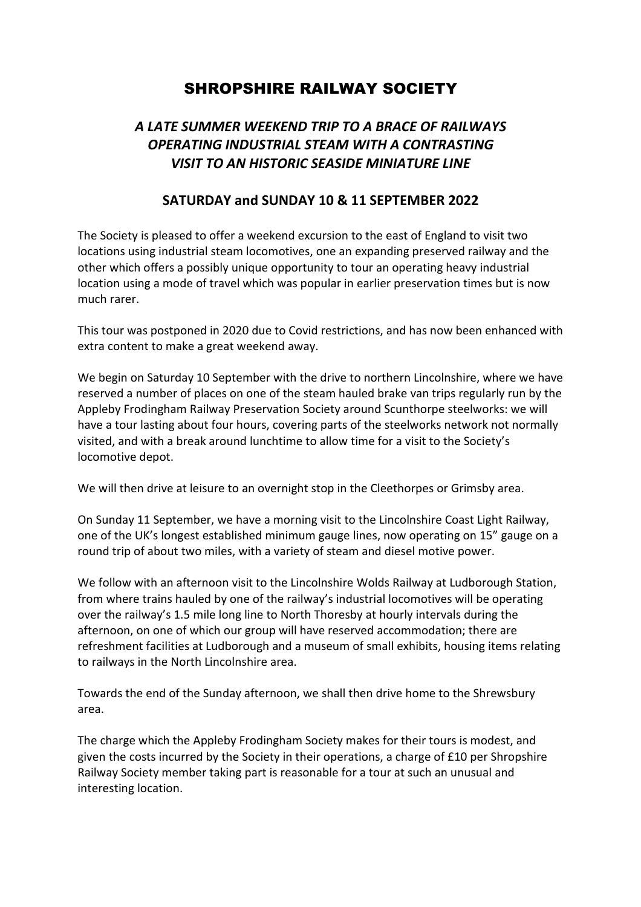# SHROPSHIRE RAILWAY SOCIETY

## *A LATE SUMMER WEEKEND TRIP TO A BRACE OF RAILWAYS OPERATING INDUSTRIAL STEAM WITH A CONTRASTING VISIT TO AN HISTORIC SEASIDE MINIATURE LINE*

### SATURDAY and SUNDAY 10 & 11 SEPTEMBER 2022

The Society is pleased to offer a weekend excursion to the east of England to visit two locations using industrial steam locomotives, one an expanding preserved railway and the other which offers a possibly unique opportunity to tour an operating heavy industrial location using a mode of travel which was popular in earlier preservation times but is now much rarer.

This tour was postponed in 2020 due to Covid restrictions, and has now been enhanced with extra content to make a great weekend away.

We begin on Saturday 10 September with the drive to northern Lincolnshire, where we have reserved a number of places on one of the steam hauled brake van trips regularly run by the Appleby Frodingham Railway Preservation Society around Scunthorpe steelworks: we will have a tour lasting about four hours, covering parts of the steelworks network not normally visited, and with a break around lunchtime to allow time for a visit to the Society's locomotive depot.

We will then drive at leisure to an overnight stop in the Cleethorpes or Grimsby area.

On Sunday 11 September, we have a morning visit to the Lincolnshire Coast Light Railway, one of the UK's longest established minimum gauge lines, now operating on 15" gauge on a round trip of about two miles, with a variety of steam and diesel motive power.

We follow with an afternoon visit to the Lincolnshire Wolds Railway at Ludborough Station, from where trains hauled by one of the railway's industrial locomotives will be operating over the railway's 1.5 mile long line to North Thoresby at hourly intervals during the afternoon, on one of which our group will have reserved accommodation; there are refreshment facilities at Ludborough and a museum of small exhibits, housing items relating to railways in the North Lincolnshire area.

Towards the end of the Sunday afternoon, we shall then drive home to the Shrewsbury area.

The charge which the Appleby Frodingham Society makes for their tours is modest, and given the costs incurred by the Society in their operations, a charge of £10 per Shropshire Railway Society member taking part is reasonable for a tour at such an unusual and interesting location.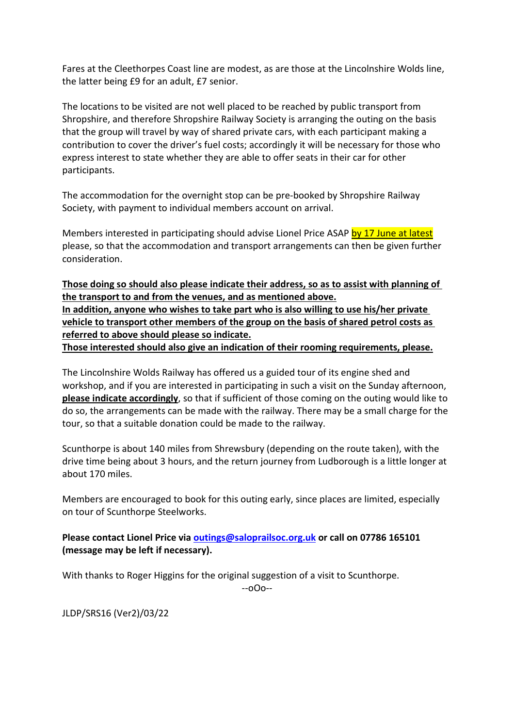Fares at the Cleethorpes Coast line are modest, as are those at the Lincolnshire Wolds line, the latter being £9 for an adult, £7 senior.

The locations to be visited are not well placed to be reached by public transport from Shropshire, and therefore Shropshire Railway Society is arranging the outing on the basis that the group will travel by way of shared private cars, with each participant making a contribution to cover the driver's fuel costs; accordingly it will be necessary for those who express interest to state whether they are able to offer seats in their car for other participants.

The accommodation for the overnight stop can be pre-booked by Shropshire Railway Society, with payment to individual members account on arrival.

Members interested in participating should advise Lionel Price ASAP by 17 June at latest please, so that the accommodation and transport arrangements can then be given further consideration.

**Those doing so should also please indicate their address, so as to assist with planning of the transport to and from the venues, and as mentioned above.**
**In addition, anyone who wishes to take part who is also willing to use his/her private vehicle to transport other members of the group on the basis of shared petrol costs as referred to above should please so indicate.**
**Those interested should also give an indication of their rooming requirements, please.**

The Lincolnshire Wolds Railway has offered us a guided tour of its engine shed and workshop, and if you are interested in participating in such a visit on the Sunday afternoon, **please indicate accordingly**, so that if sufficient of those coming on the outing would like to do so, the arrangements can be made with the railway. There may be a small charge for the tour, so that a suitable donation could be made to the railway.

Scunthorpe is about 140 miles from Shrewsbury (depending on the route taken), with the drive time being about 3 hours, and the return journey from Ludborough is a little longer at about 170 miles.

Members are encouraged to book for this outing early, since places are limited, especially on tour of Scunthorpe Steelworks.

**Please contact Lionel Price via outings@saloprailsoc.org.uk or call on 07786 165101 (message may be left if necessary).**

With thanks to Roger Higgins for the original suggestion of a visit to Scunthorpe.

--oOo--

JLDP/SRS16 (Ver2)/03/22